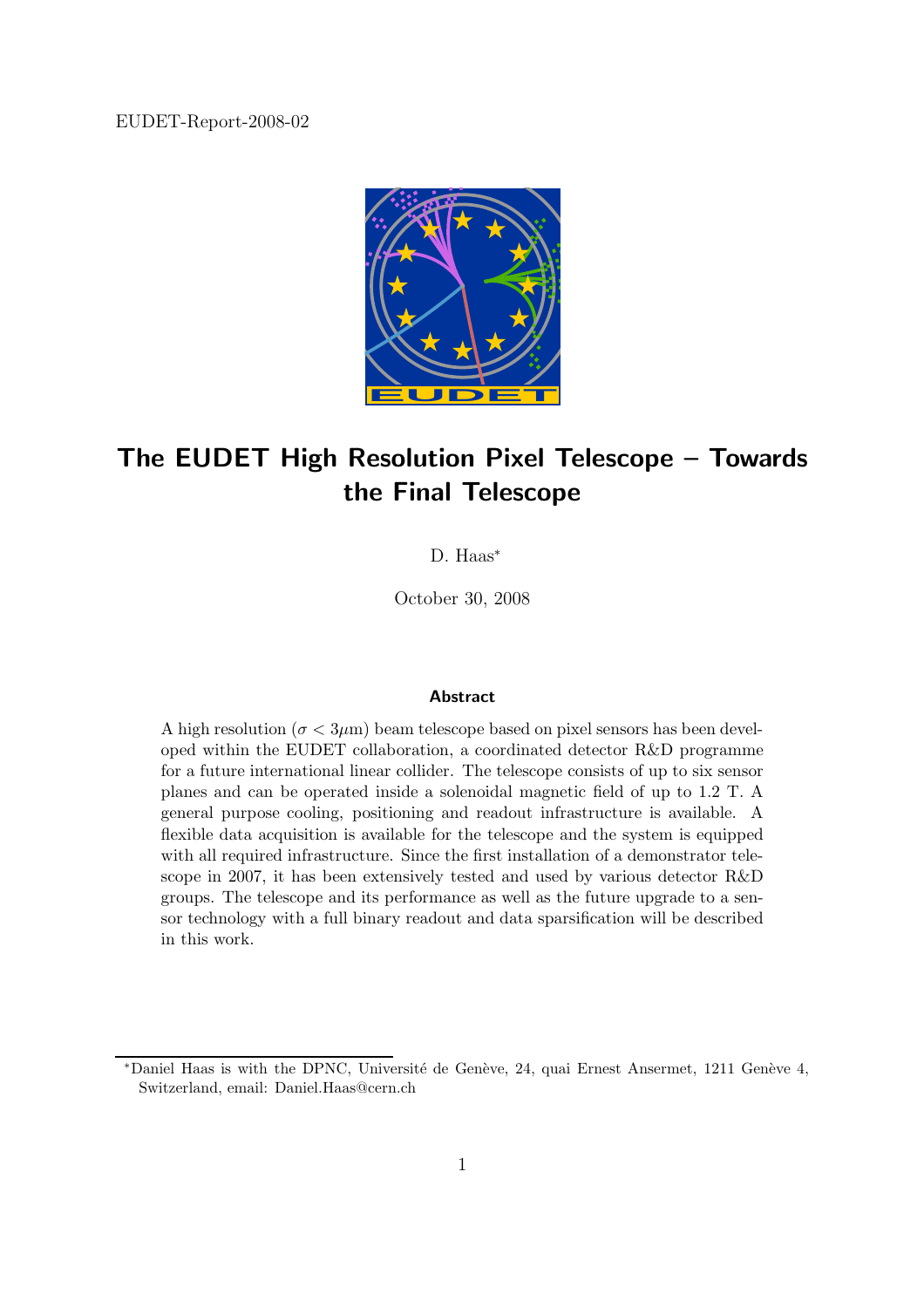EUDET-Report-2008-02

# The EUDET High Resolution Pixel Telescope – Towards the Final Telescope

D. Haas*

October 30, 2008

### Abstract

A high resolution ($\sigma < 3\mu$m) beam telescope based on pixel sensors has been developed within the EUDET collaboration, a coordinated detector R&D programme for a future international linear collider. The telescope consists of up to six sensor planes and can be operated inside a solenoidal magnetic field of up to 1.2 T. A general purpose cooling, positioning and readout infrastructure is available. A flexible data acquisition is available for the telescope and the system is equipped with all required infrastructure. Since the first installation of a demonstrator telescope in 2007, it has been extensively tested and used by various detector R&D groups. The telescope and its performance as well as the future upgrade to a sensor technology with a full binary readout and data sparsification will be described in this work.

*Daniel Haas is with the DPNC, Université de Genève, 24, quai Ernest Ansermet, 1211 Genève 4, Switzerland, email: Daniel.Haas@cern.ch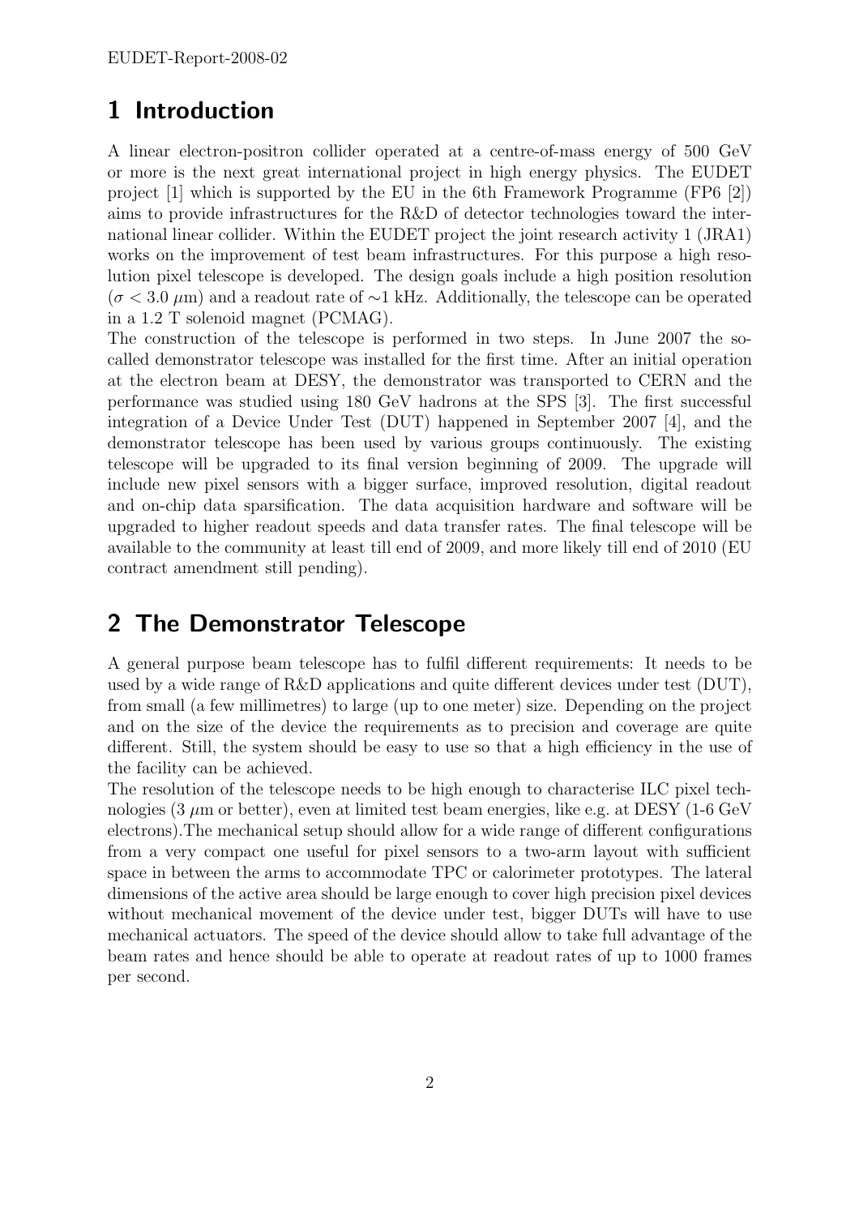# 1 Introduction

A linear electron-positron collider operated at a centre-of-mass energy of 500 GeV or more is the next great international project in high energy physics. The EUDET project [1] which is supported by the EU in the 6th Framework Programme (FP6 [2]) aims to provide infrastructures for the R&D of detector technologies toward the international linear collider. Within the EUDET project the joint research activity 1 (JRA1) works on the improvement of test beam infrastructures. For this purpose a high resolution pixel telescope is developed. The design goals include a high position resolution ($\sigma < 3.0$ $\mu$m) and a readout rate of $\sim$1 kHz. Additionally, the telescope can be operated in a 1.2 T solenoid magnet (PCMAG).

The construction of the telescope is performed in two steps. In June 2007 the so-called demonstrator telescope was installed for the first time. After an initial operation at the electron beam at DESY, the demonstrator was transported to CERN and the performance was studied using 180 GeV hadrons at the SPS [3]. The first successful integration of a Device Under Test (DUT) happened in September 2007 [4], and the demonstrator telescope has been used by various groups continuously. The existing telescope will be upgraded to its final version beginning of 2009. The upgrade will include new pixel sensors with a bigger surface, improved resolution, digital readout and on-chip data sparsification. The data acquisition hardware and software will be upgraded to higher readout speeds and data transfer rates. The final telescope will be available to the community at least till end of 2009, and more likely till end of 2010 (EU contract amendment still pending).

# 2 The Demonstrator Telescope

A general purpose beam telescope has to fulfil different requirements: It needs to be used by a wide range of R&D applications and quite different devices under test (DUT), from small (a few millimetres) to large (up to one meter) size. Depending on the project and on the size of the device the requirements as to precision and coverage are quite different. Still, the system should be easy to use so that a high efficiency in the use of the facility can be achieved.

The resolution of the telescope needs to be high enough to characterise ILC pixel technologies (3 $\mu$m or better), even at limited test beam energies, like e.g. at DESY (1-6 GeV electrons).The mechanical setup should allow for a wide range of different configurations from a very compact one useful for pixel sensors to a two-arm layout with sufficient space in between the arms to accommodate TPC or calorimeter prototypes. The lateral dimensions of the active area should be large enough to cover high precision pixel devices without mechanical movement of the device under test, bigger DUTs will have to use mechanical actuators. The speed of the device should allow to take full advantage of the beam rates and hence should be able to operate at readout rates of up to 1000 frames per second.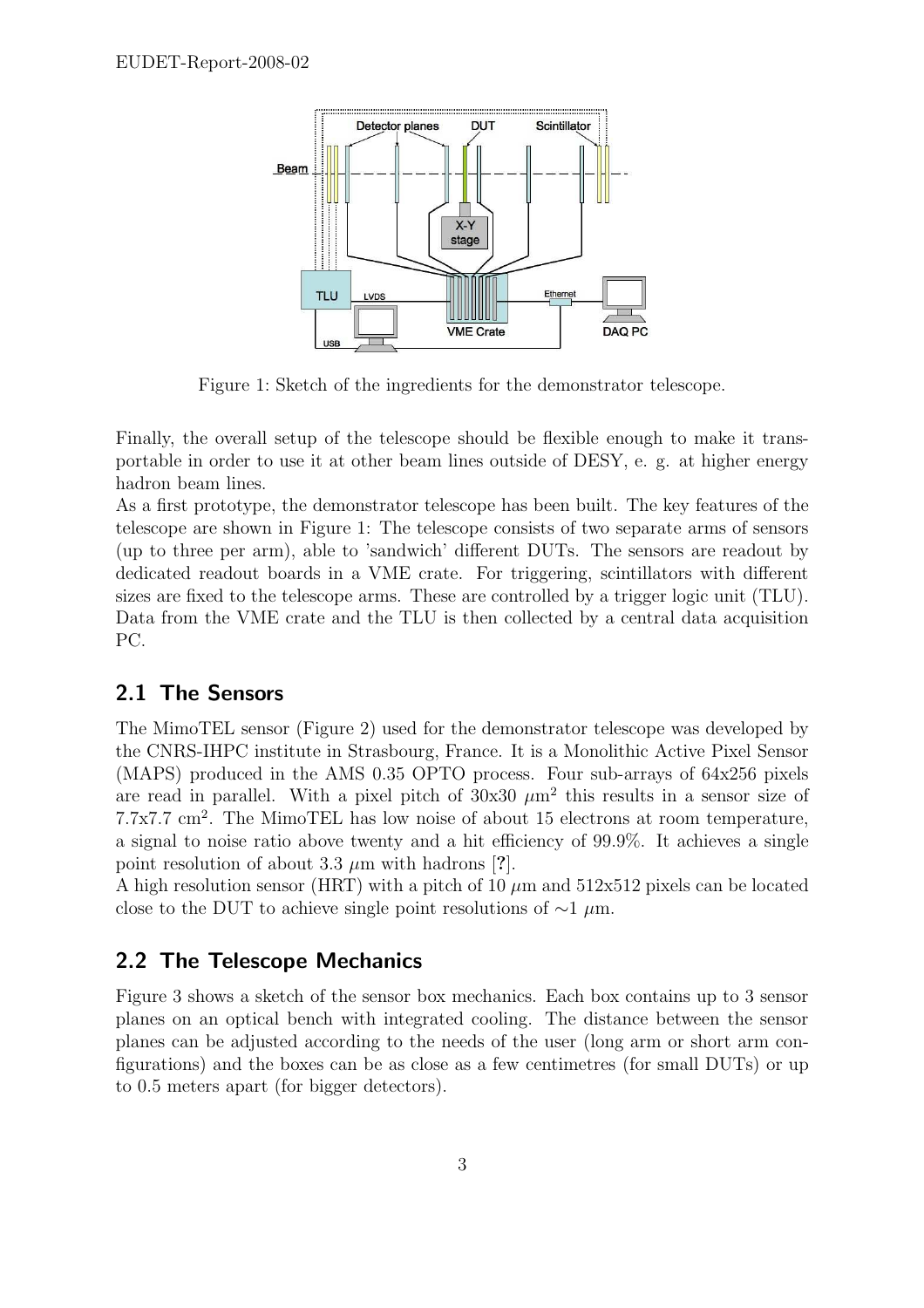Figure 1: Sketch of the ingredients for the demonstrator telescope.

Finally, the overall setup of the telescope should be flexible enough to make it transportable in order to use it at other beam lines outside of DESY, e. g. at higher energy hadron beam lines.

As a first prototype, the demonstrator telescope has been built. The key features of the telescope are shown in Figure 1: The telescope consists of two separate arms of sensors (up to three per arm), able to 'sandwich' different DUTs. The sensors are readout by dedicated readout boards in a VME crate. For triggering, scintillators with different sizes are fixed to the telescope arms. These are controlled by a trigger logic unit (TLU). Data from the VME crate and the TLU is then collected by a central data acquisition PC.

## 2.1 The Sensors

The MimoTEL sensor (Figure 2) used for the demonstrator telescope was developed by the CNRS-IHPC institute in Strasbourg, France. It is a Monolithic Active Pixel Sensor (MAPS) produced in the AMS 0.35 OPTO process. Four sub-arrays of 64x256 pixels are read in parallel. With a pixel pitch of 30x30 $\mu m^2$ this results in a sensor size of 7.7x7.7 $cm^2$. The MimoTEL has low noise of about 15 electrons at room temperature, a signal to noise ratio above twenty and a hit efficiency of 99.9%. It achieves a single point resolution of about 3.3 $\mu$m with hadrons [?].

A high resolution sensor (HRT) with a pitch of 10 $\mu$m and 512x512 pixels can be located close to the DUT to achieve single point resolutions of $\sim$1 $\mu$m.

## 2.2 The Telescope Mechanics

Figure 3 shows a sketch of the sensor box mechanics. Each box contains up to 3 sensor planes on an optical bench with integrated cooling. The distance between the sensor planes can be adjusted according to the needs of the user (long arm or short arm configurations) and the boxes can be as close as a few centimetres (for small DUTs) or up to 0.5 meters apart (for bigger detectors).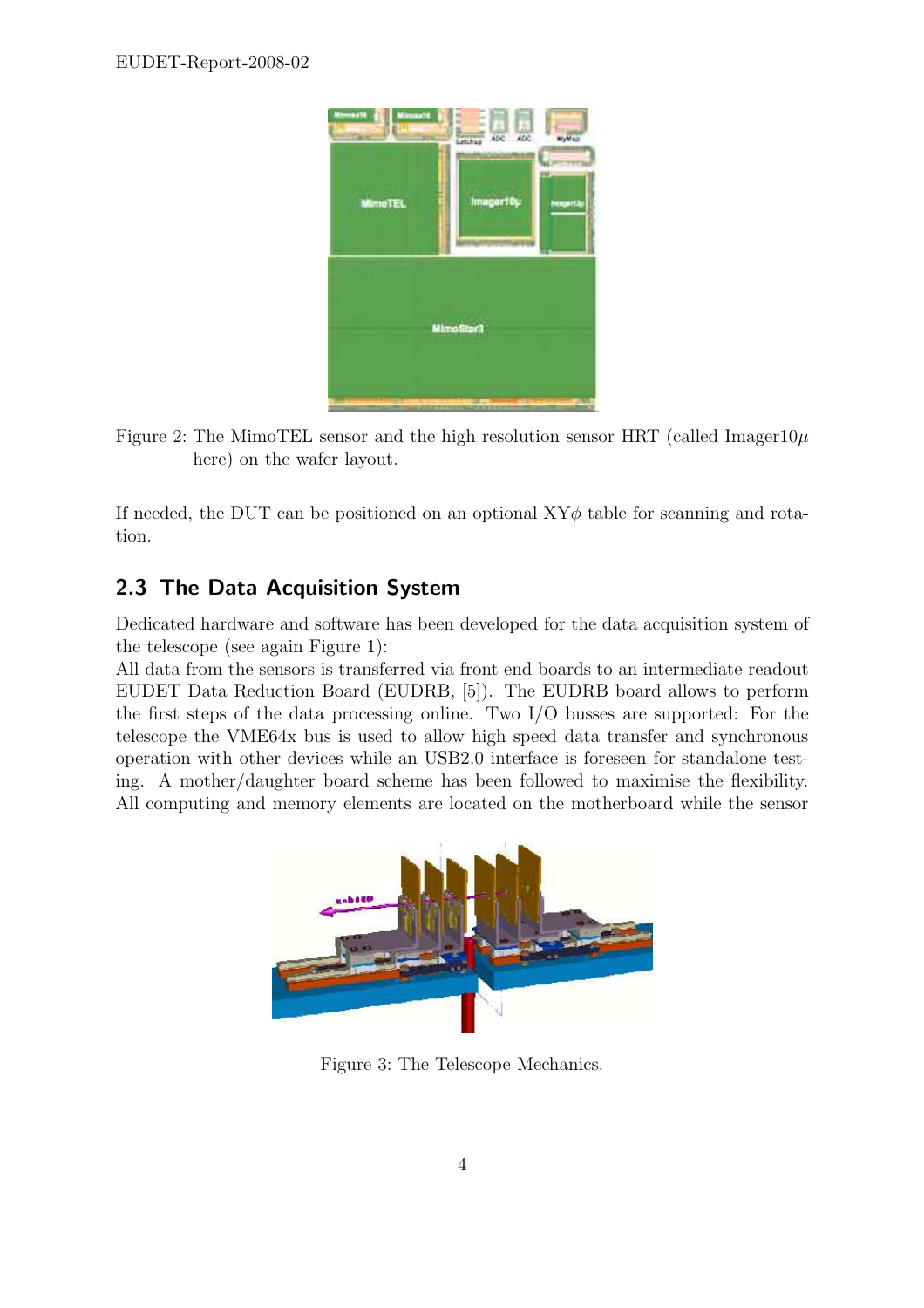Figure 2: The MimoTEL sensor and the high resolution sensor HRT (called Imager10$\mu$ here) on the wafer layout.

If needed, the DUT can be positioned on an optional XY$\phi$ table for scanning and rotation.

## 2.3 The Data Acquisition System

Dedicated hardware and software has been developed for the data acquisition system of the telescope (see again Figure 1):
All data from the sensors is transferred via front end boards to an intermediate readout EUDET Data Reduction Board (EUDRB, [5]). The EUDRB board allows to perform the first steps of the data processing online. Two I/O busses are supported: For the telescope the VME64x bus is used to allow high speed data transfer and synchronous operation with other devices while an USB2.0 interface is foreseen for standalone testing. A mother/daughter board scheme has been followed to maximise the flexibility. All computing and memory elements are located on the motherboard while the sensor

Figure 3: The Telescope Mechanics.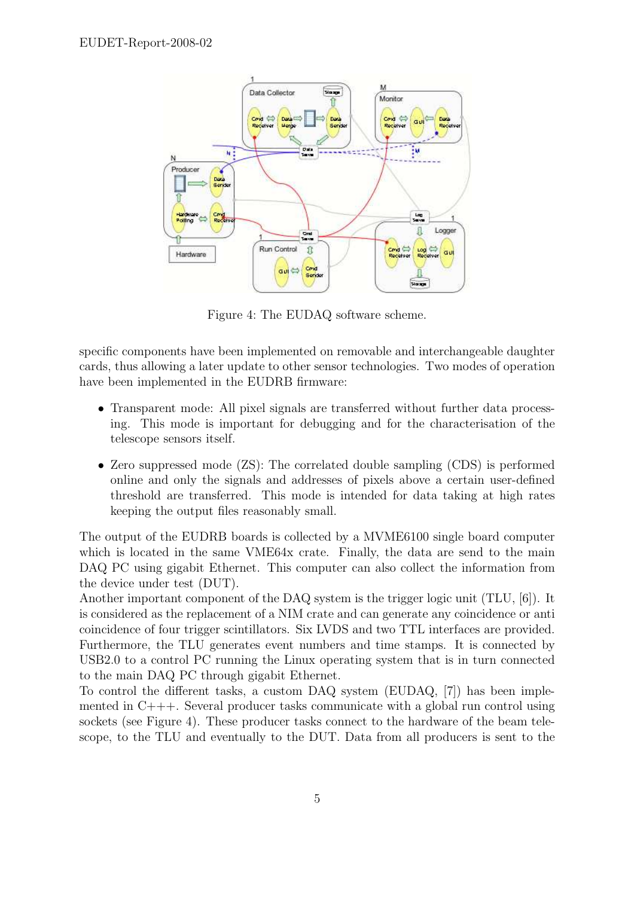Figure 4: The EUDAQ software scheme.

specific components have been implemented on removable and interchangeable daughter cards, thus allowing a later update to other sensor technologies. Two modes of operation have been implemented in the EUDRB firmware:

- Transparent mode: All pixel signals are transferred without further data processing. This mode is important for debugging and for the characterisation of the telescope sensors itself.
- Zero suppressed mode (ZS): The correlated double sampling (CDS) is performed online and only the signals and addresses of pixels above a certain user-defined threshold are transferred. This mode is intended for data taking at high rates keeping the output files reasonably small.

The output of the EUDRB boards is collected by a MVME6100 single board computer which is located in the same VME64x crate. Finally, the data are send to the main DAQ PC using gigabit Ethernet. This computer can also collect the information from the device under test (DUT).
Another important component of the DAQ system is the trigger logic unit (TLU, [6]). It is considered as the replacement of a NIM crate and can generate any coincidence or anti coincidence of four trigger scintillators. Six LVDS and two TTL interfaces are provided. Furthermore, the TLU generates event numbers and time stamps. It is connected by USB2.0 to a control PC running the Linux operating system that is in turn connected to the main DAQ PC through gigabit Ethernet.
To control the different tasks, a custom DAQ system (EUDAQ, [7]) has been implemented in C+++. Several producer tasks communicate with a global run control using sockets (see Figure 4). These producer tasks connect to the hardware of the beam telescope, to the TLU and eventually to the DUT. Data from all producers is sent to the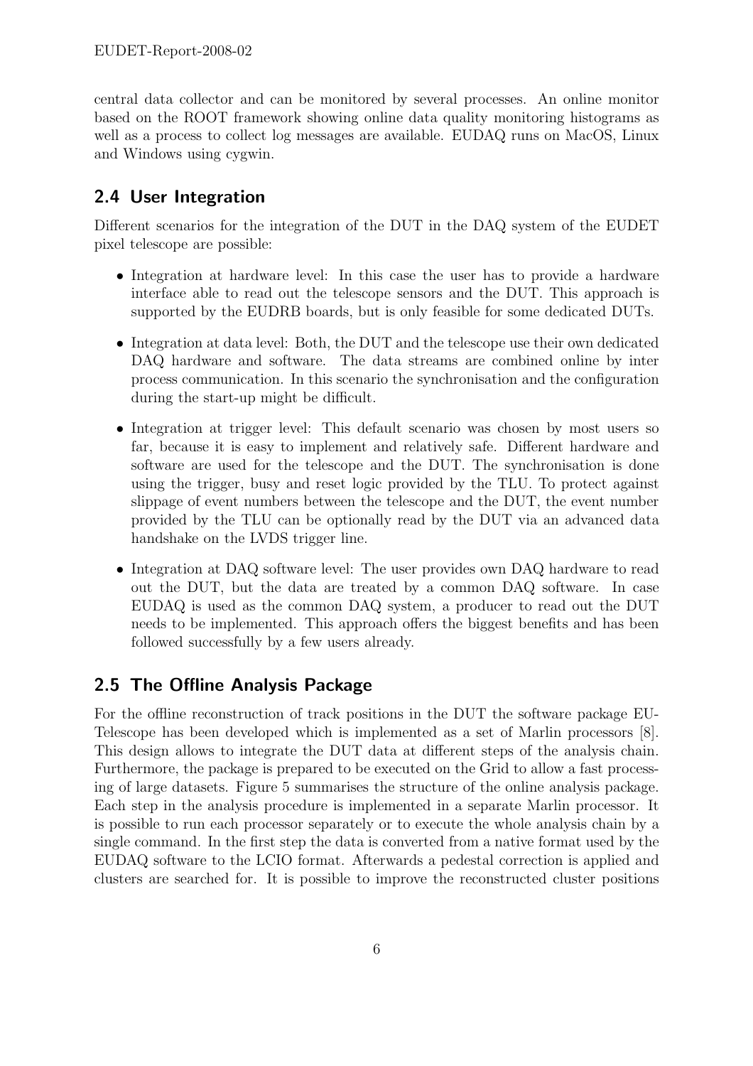central data collector and can be monitored by several processes. An online monitor based on the ROOT framework showing online data quality monitoring histograms as well as a process to collect log messages are available. EUDAQ runs on MacOS, Linux and Windows using cygwin.

## 2.4 User Integration

Different scenarios for the integration of the DUT in the DAQ system of the EUDET pixel telescope are possible:

- Integration at hardware level: In this case the user has to provide a hardware interface able to read out the telescope sensors and the DUT. This approach is supported by the EUDRB boards, but is only feasible for some dedicated DUTs.
- Integration at data level: Both, the DUT and the telescope use their own dedicated DAQ hardware and software. The data streams are combined online by inter process communication. In this scenario the synchronisation and the configuration during the start-up might be difficult.
- Integration at trigger level: This default scenario was chosen by most users so far, because it is easy to implement and relatively safe. Different hardware and software are used for the telescope and the DUT. The synchronisation is done using the trigger, busy and reset logic provided by the TLU. To protect against slippage of event numbers between the telescope and the DUT, the event number provided by the TLU can be optionally read by the DUT via an advanced data handshake on the LVDS trigger line.
- Integration at DAQ software level: The user provides own DAQ hardware to read out the DUT, but the data are treated by a common DAQ software. In case EUDAQ is used as the common DAQ system, a producer to read out the DUT needs to be implemented. This approach offers the biggest benefits and has been followed successfully by a few users already.

## 2.5 The Offline Analysis Package

For the offline reconstruction of track positions in the DUT the software package EUTelescope has been developed which is implemented as a set of Marlin processors [8]. This design allows to integrate the DUT data at different steps of the analysis chain. Furthermore, the package is prepared to be executed on the Grid to allow a fast processing of large datasets. Figure 5 summarises the structure of the online analysis package. Each step in the analysis procedure is implemented in a separate Marlin processor. It is possible to run each processor separately or to execute the whole analysis chain by a single command. In the first step the data is converted from a native format used by the EUDAQ software to the LCIO format. Afterwards a pedestal correction is applied and clusters are searched for. It is possible to improve the reconstructed cluster positions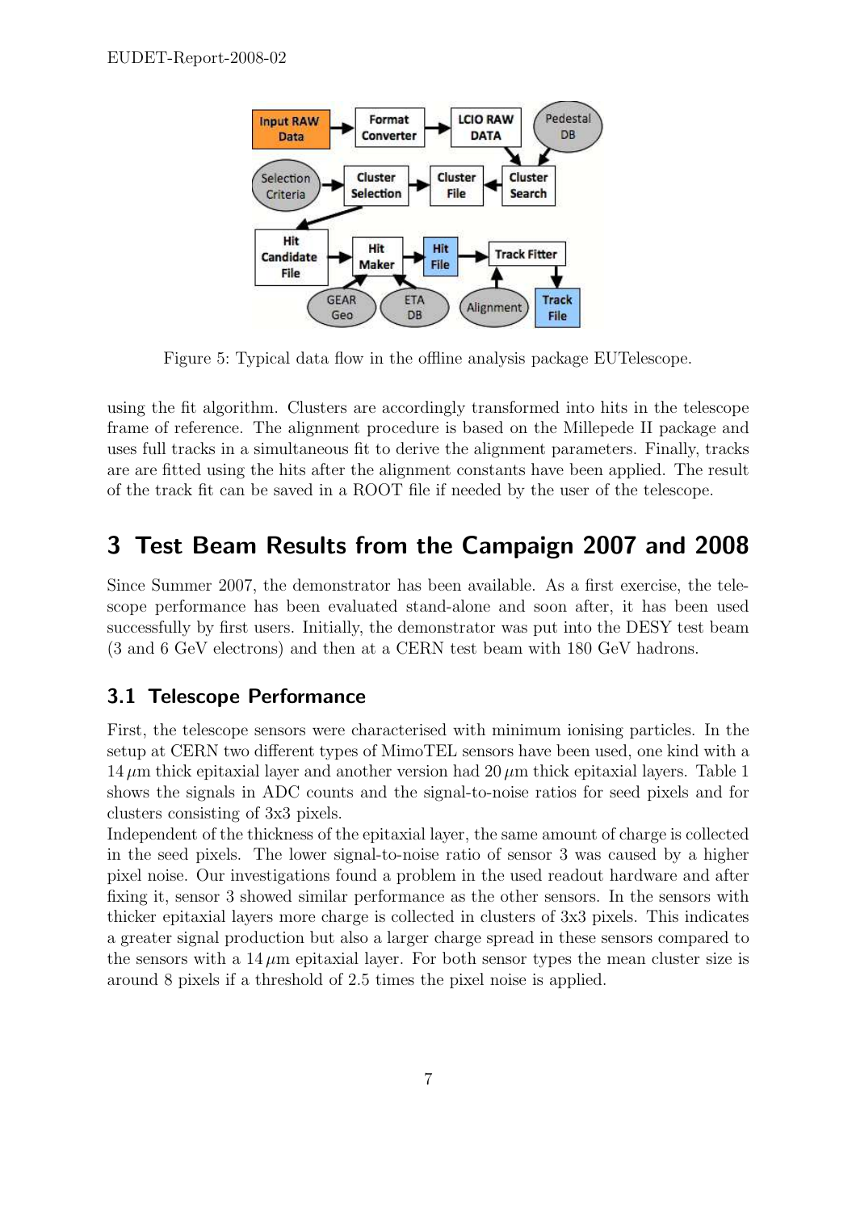Figure 5: Typical data flow in the offline analysis package EUTelescope.

using the fit algorithm. Clusters are accordingly transformed into hits in the telescope frame of reference. The alignment procedure is based on the Millepede II package and uses full tracks in a simultaneous fit to derive the alignment parameters. Finally, tracks are are fitted using the hits after the alignment constants have been applied. The result of the track fit can be saved in a ROOT file if needed by the user of the telescope.

# 3 Test Beam Results from the Campaign 2007 and 2008

Since Summer 2007, the demonstrator has been available. As a first exercise, the telescope performance has been evaluated stand-alone and soon after, it has been used successfully by first users. Initially, the demonstrator was put into the DESY test beam (3 and 6 GeV electrons) and then at a CERN test beam with 180 GeV hadrons.

## 3.1 Telescope Performance

First, the telescope sensors were characterised with minimum ionising particles. In the setup at CERN two different types of MimoTEL sensors have been used, one kind with a $14\,\mu$m thick epitaxial layer and another version had $20\,\mu$m thick epitaxial layers. Table 1 shows the signals in ADC counts and the signal-to-noise ratios for seed pixels and for clusters consisting of 3x3 pixels.

Independent of the thickness of the epitaxial layer, the same amount of charge is collected in the seed pixels. The lower signal-to-noise ratio of sensor 3 was caused by a higher pixel noise. Our investigations found a problem in the used readout hardware and after fixing it, sensor 3 showed similar performance as the other sensors. In the sensors with thicker epitaxial layers more charge is collected in clusters of 3x3 pixels. This indicates a greater signal production but also a larger charge spread in these sensors compared to the sensors with a $14\,\mu$m epitaxial layer. For both sensor types the mean cluster size is around 8 pixels if a threshold of 2.5 times the pixel noise is applied.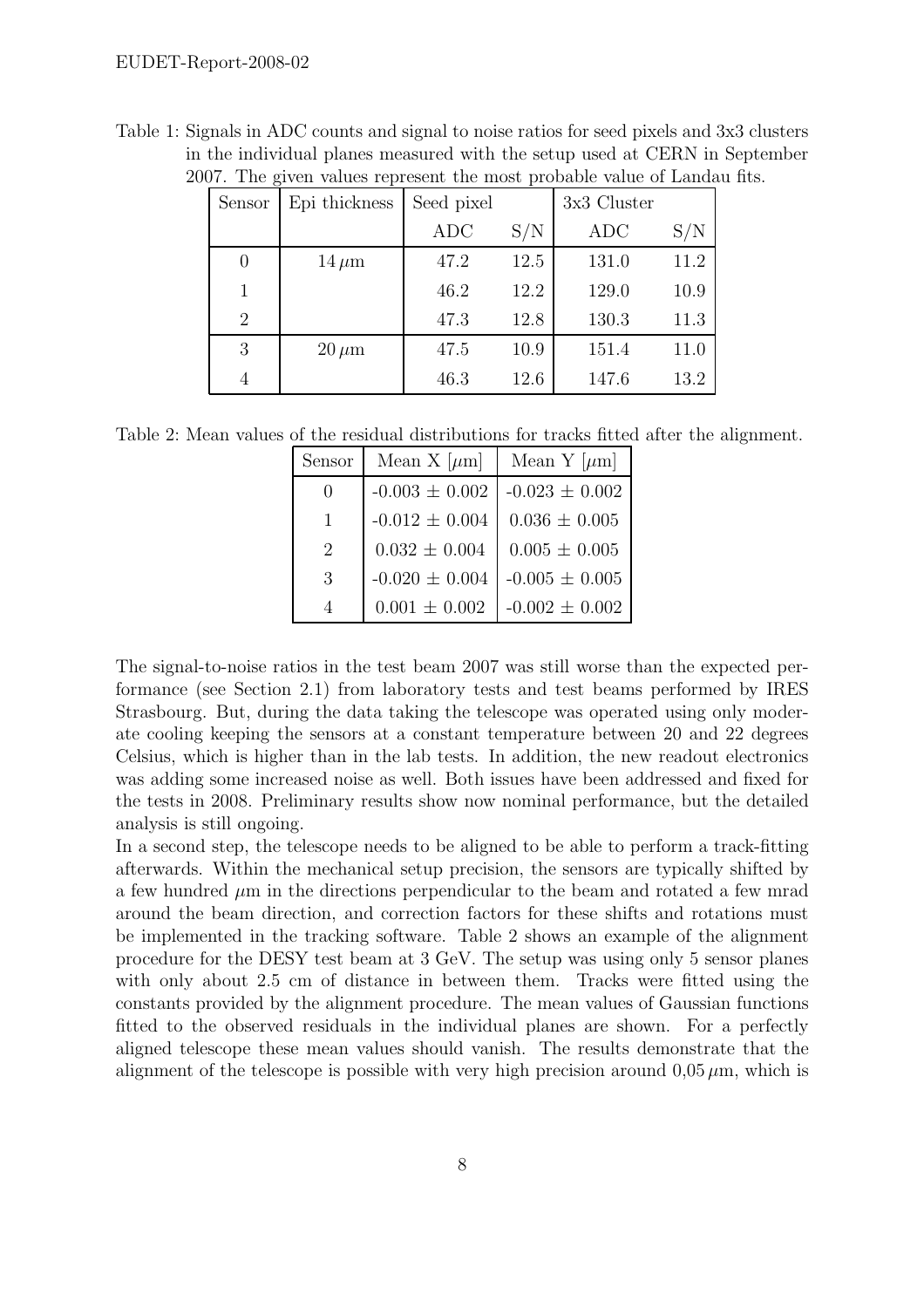Table 1: Signals in ADC counts and signal to noise ratios for seed pixels and 3x3 clusters in the individual planes measured with the setup used at CERN in September 2007. The given values represent the most probable value of Landau fits.

| Sensor | Epi thickness | Seed pixel | | 3x3 Cluster | |
|---|---|---|---|---|---|
| | | ADC | S/N | ADC | S/N |
| 0 | $14\,\mu$m | 47.2 | 12.5 | 131.0 | 11.2 |
| 1 | | 46.2 | 12.2 | 129.0 | 10.9 |
| 2 | | 47.3 | 12.8 | 130.3 | 11.3 |
| 3 | $20\,\mu$m | 47.5 | 10.9 | 151.4 | 11.0 |
| 4 | | 46.3 | 12.6 | 147.6 | 13.2 |

Table 2: Mean values of the residual distributions for tracks fitted after the alignment.

| Sensor | Mean X [$\mu$m] | Mean Y [$\mu$m] |
|---|---|---|
| 0 | -0.003 ± 0.002 | -0.023 ± 0.002 |
| 1 | -0.012 ± 0.004 | 0.036 ± 0.005 |
| 2 | 0.032 ± 0.004 | 0.005 ± 0.005 |
| 3 | -0.020 ± 0.004 | -0.005 ± 0.005 |
| 4 | 0.001 ± 0.002 | -0.002 ± 0.002 |

The signal-to-noise ratios in the test beam 2007 was still worse than the expected performance (see Section 2.1) from laboratory tests and test beams performed by IRES Strasbourg. But, during the data taking the telescope was operated using only moderate cooling keeping the sensors at a constant temperature between 20 and 22 degrees Celsius, which is higher than in the lab tests. In addition, the new readout electronics was adding some increased noise as well. Both issues have been addressed and fixed for the tests in 2008. Preliminary results show now nominal performance, but the detailed analysis is still ongoing.

In a second step, the telescope needs to be aligned to be able to perform a track-fitting afterwards. Within the mechanical setup precision, the sensors are typically shifted by a few hundred $\mu$m in the directions perpendicular to the beam and rotated a few mrad around the beam direction, and correction factors for these shifts and rotations must be implemented in the tracking software. Table 2 shows an example of the alignment procedure for the DESY test beam at 3 GeV. The setup was using only 5 sensor planes with only about 2.5 cm of distance in between them. Tracks were fitted using the constants provided by the alignment procedure. The mean values of Gaussian functions fitted to the observed residuals in the individual planes are shown. For a perfectly aligned telescope these mean values should vanish. The results demonstrate that the alignment of the telescope is possible with very high precision around $0{,}05\,\mu$m, which is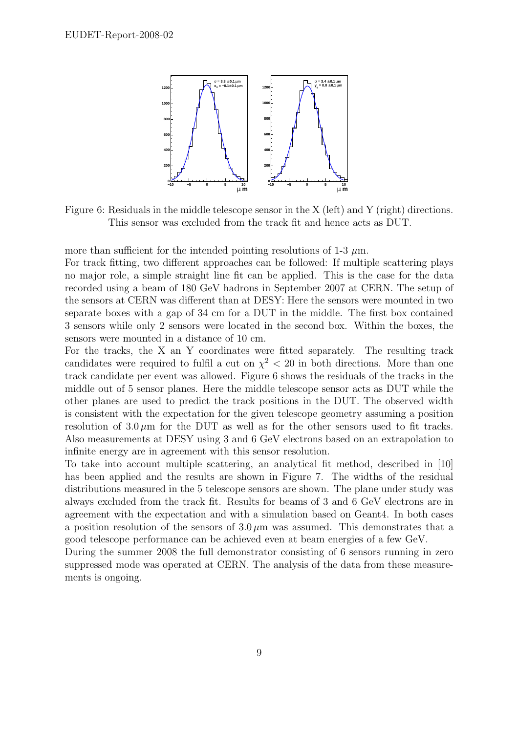Figure 6: Residuals in the middle telescope sensor in the X (left) and Y (right) directions. This sensor was excluded from the track fit and hence acts as DUT.

more than sufficient for the intended pointing resolutions of 1-3 $\mu$m.

For track fitting, two different approaches can be followed: If multiple scattering plays no major role, a simple straight line fit can be applied. This is the case for the data recorded using a beam of 180 GeV hadrons in September 2007 at CERN. The setup of the sensors at CERN was different than at DESY: Here the sensors were mounted in two separate boxes with a gap of 34 cm for a DUT in the middle. The first box contained 3 sensors while only 2 sensors were located in the second box. Within the boxes, the sensors were mounted in a distance of 10 cm.

For the tracks, the X an Y coordinates were fitted separately. The resulting track candidates were required to fulfil a cut on $\chi^2 < 20$ in both directions. More than one track candidate per event was allowed. Figure 6 shows the residuals of the tracks in the middle out of 5 sensor planes. Here the middle telescope sensor acts as DUT while the other planes are used to predict the track positions in the DUT. The observed width is consistent with the expectation for the given telescope geometry assuming a position resolution of $3.0\,\mu$m for the DUT as well as for the other sensors used to fit tracks. Also measurements at DESY using 3 and 6 GeV electrons based on an extrapolation to infinite energy are in agreement with this sensor resolution.

To take into account multiple scattering, an analytical fit method, described in [10] has been applied and the results are shown in Figure 7. The widths of the residual distributions measured in the 5 telescope sensors are shown. The plane under study was always excluded from the track fit. Results for beams of 3 and 6 GeV electrons are in agreement with the expectation and with a simulation based on Geant4. In both cases a position resolution of the sensors of $3.0\,\mu$m was assumed. This demonstrates that a good telescope performance can be achieved even at beam energies of a few GeV.

During the summer 2008 the full demonstrator consisting of 6 sensors running in zero suppressed mode was operated at CERN. The analysis of the data from these measurements is ongoing.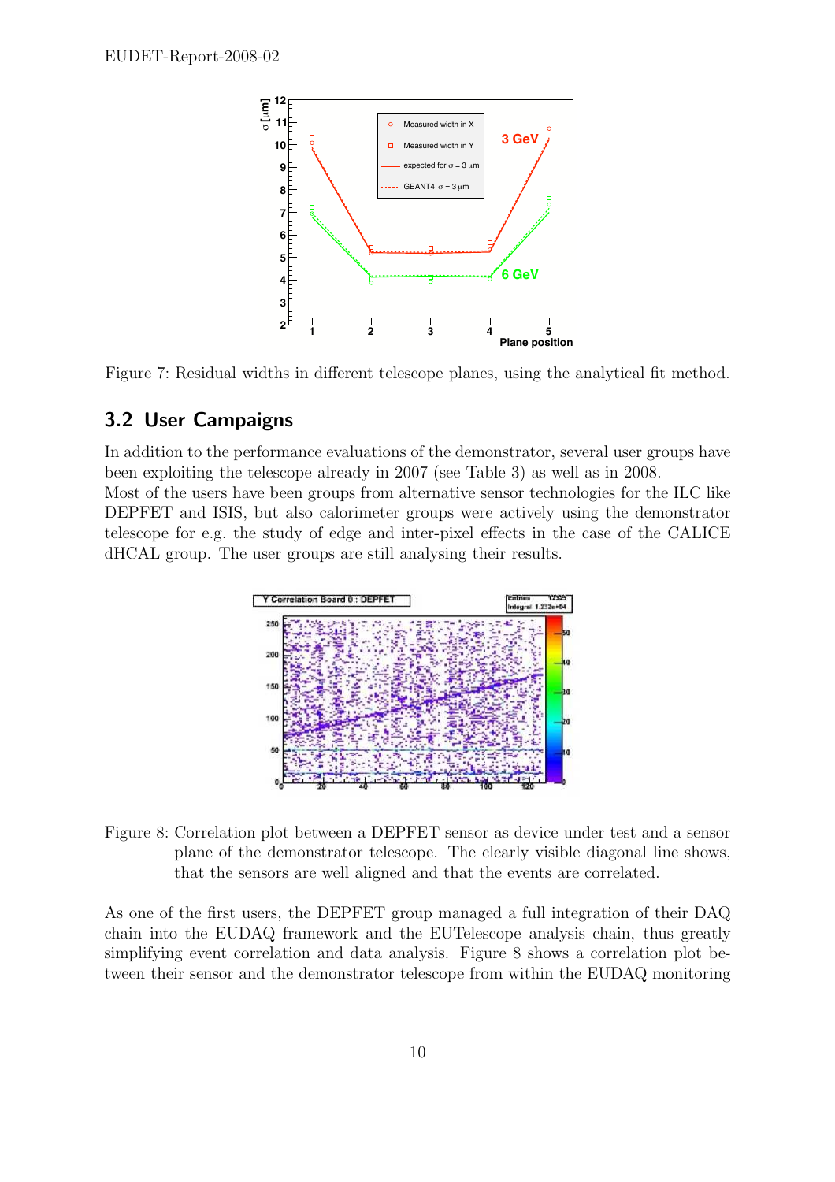Figure 7: Residual widths in different telescope planes, using the analytical fit method.

## 3.2 User Campaigns

In addition to the performance evaluations of the demonstrator, several user groups have been exploiting the telescope already in 2007 (see Table 3) as well as in 2008.
Most of the users have been groups from alternative sensor technologies for the ILC like DEPFET and ISIS, but also calorimeter groups were actively using the demonstrator telescope for e.g. the study of edge and inter-pixel effects in the case of the CALICE dHCAL group. The user groups are still analysing their results.

Figure 8: Correlation plot between a DEPFET sensor as device under test and a sensor plane of the demonstrator telescope. The clearly visible diagonal line shows, that the sensors are well aligned and that the events are correlated.

As one of the first users, the DEPFET group managed a full integration of their DAQ chain into the EUDAQ framework and the EUTelescope analysis chain, thus greatly simplifying event correlation and data analysis. Figure 8 shows a correlation plot between their sensor and the demonstrator telescope from within the EUDAQ monitoring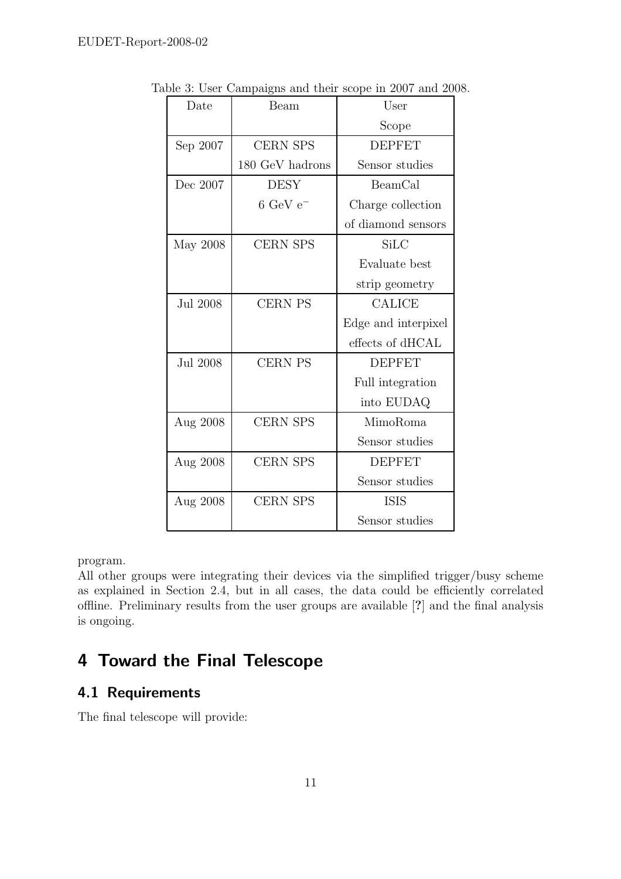Table 3: User Campaigns and their scope in 2007 and 2008.

| Date | Beam | User Scope |
|---|---|---|
| Sep 2007 | CERN SPS 180 GeV hadrons | DEPFET Sensor studies |
| Dec 2007 | DESY 6 GeV $e^-$ | BeamCal Charge collection of diamond sensors |
| May 2008 | CERN SPS | SiLC Evaluate best strip geometry |
| Jul 2008 | CERN PS | CALICE Edge and interpixel effects of dHCAL |
| Jul 2008 | CERN PS | DEPFET Full integration into EUDAQ |
| Aug 2008 | CERN SPS | MimoRoma Sensor studies |
| Aug 2008 | CERN SPS | DEPFET Sensor studies |
| Aug 2008 | CERN SPS | ISIS Sensor studies |

program.
All other groups were integrating their devices via the simplified trigger/busy scheme as explained in Section 2.4, but in all cases, the data could be efficiently correlated offline. Preliminary results from the user groups are available [?] and the final analysis is ongoing.

# 4 Toward the Final Telescope

## 4.1 Requirements

The final telescope will provide: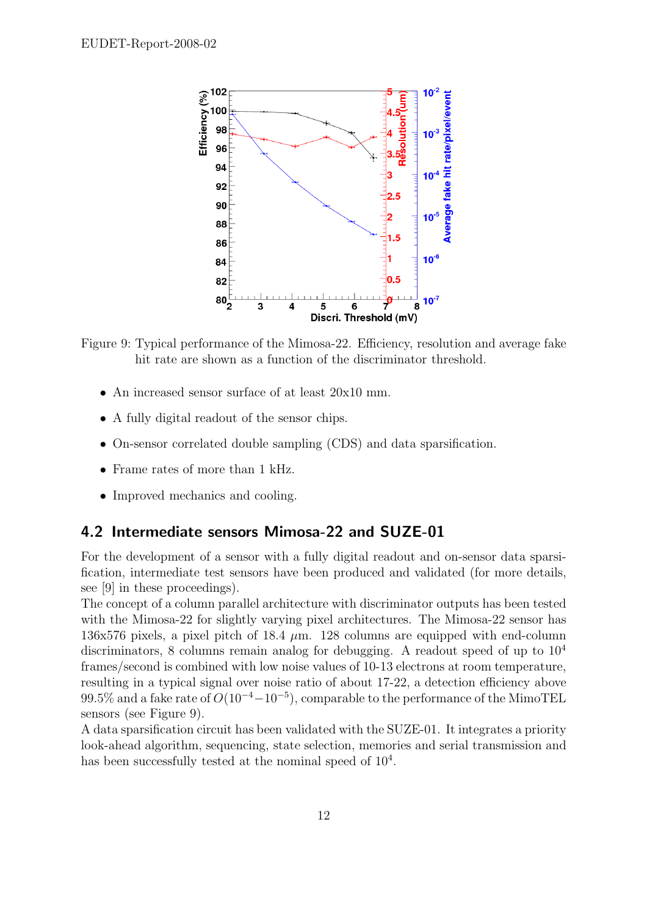Figure 9: Typical performance of the Mimosa-22. Efficiency, resolution and average fake hit rate are shown as a function of the discriminator threshold.

- An increased sensor surface of at least 20x10 mm.
- A fully digital readout of the sensor chips.
- On-sensor correlated double sampling (CDS) and data sparsification.
- Frame rates of more than 1 kHz.
- Improved mechanics and cooling.

## 4.2 Intermediate sensors Mimosa-22 and SUZE-01

For the development of a sensor with a fully digital readout and on-sensor data sparsification, intermediate test sensors have been produced and validated (for more details, see [9] in these proceedings).

The concept of a column parallel architecture with discriminator outputs has been tested with the Mimosa-22 for slightly varying pixel architectures. The Mimosa-22 sensor has 136x576 pixels, a pixel pitch of 18.4 $\mu$m. 128 columns are equipped with end-column discriminators, 8 columns remain analog for debugging. A readout speed of up to $10^4$ frames/second is combined with low noise values of 10-13 electrons at room temperature, resulting in a typical signal over noise ratio of about 17-22, a detection efficiency above 99.5% and a fake rate of $O(10^{-4}-10^{-5})$, comparable to the performance of the MimoTEL sensors (see Figure 9).

A data sparsification circuit has been validated with the SUZE-01. It integrates a priority look-ahead algorithm, sequencing, state selection, memories and serial transmission and has been successfully tested at the nominal speed of $10^4$.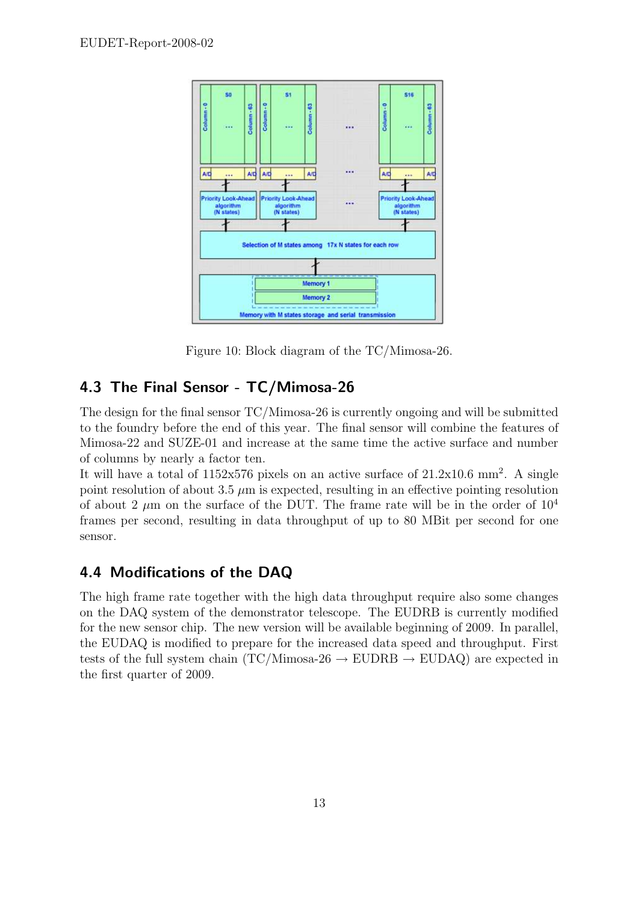Figure 10: Block diagram of the TC/Mimosa-26.

## 4.3 The Final Sensor - TC/Mimosa-26

The design for the final sensor TC/Mimosa-26 is currently ongoing and will be submitted to the foundry before the end of this year. The final sensor will combine the features of Mimosa-22 and SUZE-01 and increase at the same time the active surface and number of columns by nearly a factor ten.

It will have a total of 1152x576 pixels on an active surface of 21.2x10.6 $\text{mm}^2$. A single point resolution of about 3.5 $\mu$m is expected, resulting in an effective pointing resolution of about 2 $\mu$m on the surface of the DUT. The frame rate will be in the order of $10^4$ frames per second, resulting in data throughput of up to 80 MBit per second for one sensor.

## 4.4 Modifications of the DAQ

The high frame rate together with the high data throughput require also some changes on the DAQ system of the demonstrator telescope. The EUDRB is currently modified for the new sensor chip. The new version will be available beginning of 2009. In parallel, the EUDAQ is modified to prepare for the increased data speed and throughput. First tests of the full system chain (TC/Mimosa-26 → EUDRB → EUDAQ) are expected in the first quarter of 2009.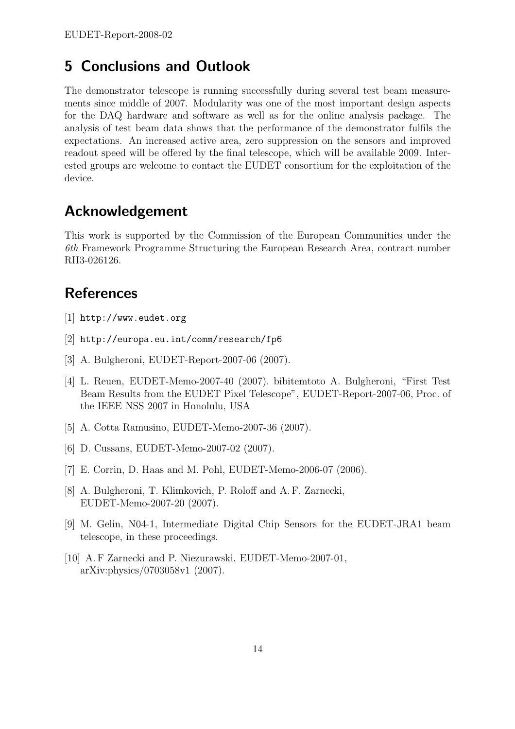# 5 Conclusions and Outlook

The demonstrator telescope is running successfully during several test beam measurements since middle of 2007. Modularity was one of the most important design aspects for the DAQ hardware and software as well as for the online analysis package. The analysis of test beam data shows that the performance of the demonstrator fulfils the expectations. An increased active area, zero suppression on the sensors and improved readout speed will be offered by the final telescope, which will be available 2009. Interested groups are welcome to contact the EUDET consortium for the exploitation of the device.

# Acknowledgement

This work is supported by the Commission of the European Communities under the *6th* Framework Programme Structuring the European Research Area, contract number RII3-026126.

# References

[1] `http://www.eudet.org`

[2] `http://europa.eu.int/comm/research/fp6`

[3] A. Bulgheroni, EUDET-Report-2007-06 (2007).

[4] L. Reuen, EUDET-Memo-2007-40 (2007). bibitemtoto A. Bulgheroni, "First Test Beam Results from the EUDET Pixel Telescope", EUDET-Report-2007-06, Proc. of the IEEE NSS 2007 in Honolulu, USA

[5] A. Cotta Ramusino, EUDET-Memo-2007-36 (2007).

[6] D. Cussans, EUDET-Memo-2007-02 (2007).

[7] E. Corrin, D. Haas and M. Pohl, EUDET-Memo-2006-07 (2006).

[8] A. Bulgheroni, T. Klimkovich, P. Roloff and A. F. Zarnecki, EUDET-Memo-2007-20 (2007).

[9] M. Gelin, N04-1, Intermediate Digital Chip Sensors for the EUDET-JRA1 beam telescope, in these proceedings.

[10] A. F Zarnecki and P. Niezurawski, EUDET-Memo-2007-01, arXiv:physics/0703058v1 (2007).